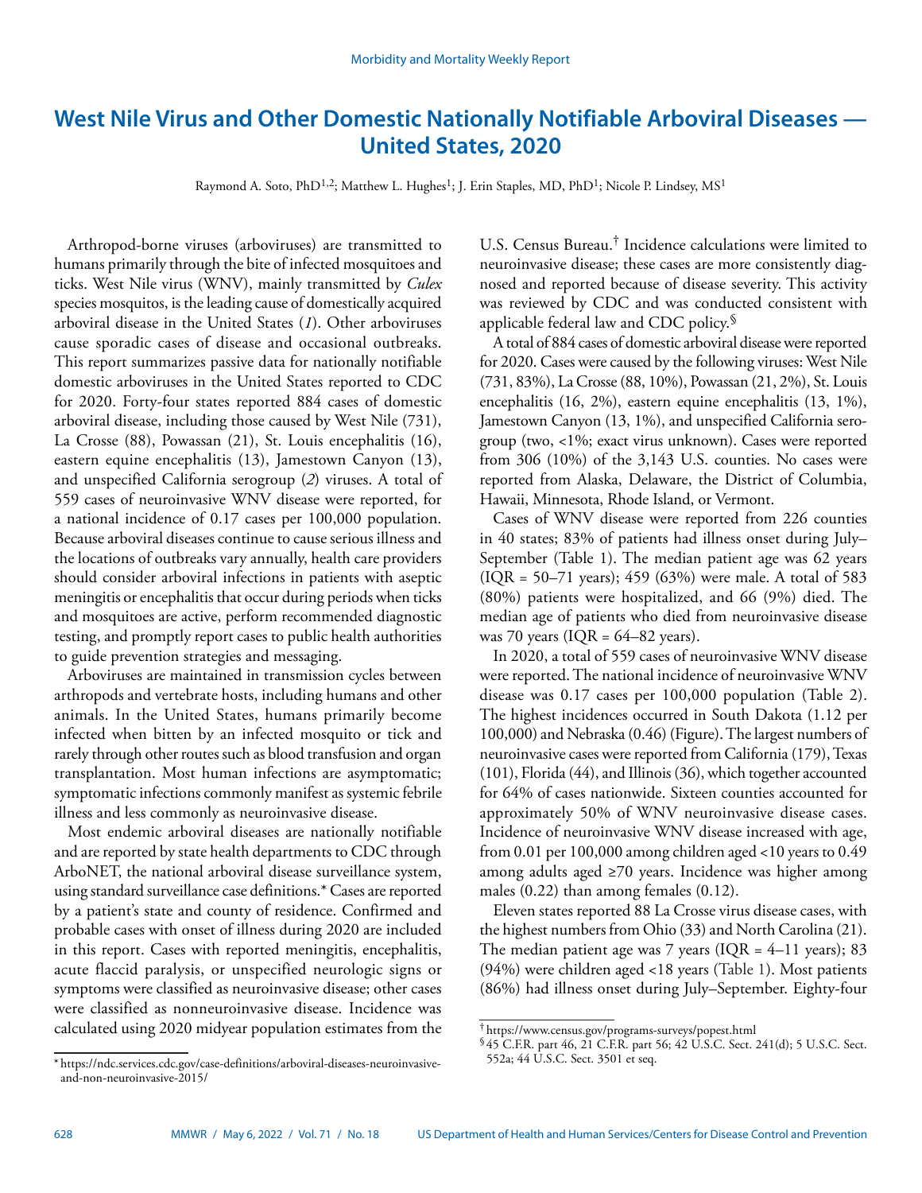# West Nile Virus and Other Domestic Nationally Notifiable Arboviral Diseases — United States, 2020

Raymond A. Soto, PhD[1,2]; Matthew L. Hughes[1]; J. Erin Staples, MD, PhD[1]; Nicole P. Lindsey, MS[1]

Arthropod-borne viruses (arboviruses) are transmitted to humans primarily through the bite of infected mosquitoes and ticks. West Nile virus (WNV), mainly transmitted by *Culex* species mosquitos, is the leading cause of domestically acquired arboviral disease in the United States (*1*). Other arboviruses cause sporadic cases of disease and occasional outbreaks. This report summarizes passive data for nationally notifiable domestic arboviruses in the United States reported to CDC for 2020. Forty-four states reported 884 cases of domestic arboviral disease, including those caused by West Nile (731), La Crosse (88), Powassan (21), St. Louis encephalitis (16), eastern equine encephalitis (13), Jamestown Canyon (13), and unspecified California serogroup (*2*) viruses. A total of 559 cases of neuroinvasive WNV disease were reported, for a national incidence of 0.17 cases per 100,000 population. Because arboviral diseases continue to cause serious illness and the locations of outbreaks vary annually, health care providers should consider arboviral infections in patients with aseptic meningitis or encephalitis that occur during periods when ticks and mosquitoes are active, perform recommended diagnostic testing, and promptly report cases to public health authorities to guide prevention strategies and messaging.

Arboviruses are maintained in transmission cycles between arthropods and vertebrate hosts, including humans and other animals. In the United States, humans primarily become infected when bitten by an infected mosquito or tick and rarely through other routes such as blood transfusion and organ transplantation. Most human infections are asymptomatic; symptomatic infections commonly manifest as systemic febrile illness and less commonly as neuroinvasive disease.

Most endemic arboviral diseases are nationally notifiable and are reported by state health departments to CDC through ArboNET, the national arboviral disease surveillance system, using standard surveillance case definitions.* Cases are reported by a patient's state and county of residence. Confirmed and probable cases with onset of illness during 2020 are included in this report. Cases with reported meningitis, encephalitis, acute flaccid paralysis, or unspecified neurologic signs or symptoms were classified as neuroinvasive disease; other cases were classified as nonneuroinvasive disease. Incidence was calculated using 2020 midyear population estimates from the U.S. Census Bureau.† Incidence calculations were limited to neuroinvasive disease; these cases are more consistently diagnosed and reported because of disease severity. This activity was reviewed by CDC and was conducted consistent with applicable federal law and CDC policy.§

A total of 884 cases of domestic arboviral disease were reported for 2020. Cases were caused by the following viruses: West Nile (731, 83%), La Crosse (88, 10%), Powassan (21, 2%), St. Louis encephalitis (16, 2%), eastern equine encephalitis (13, 1%), Jamestown Canyon (13, 1%), and unspecified California serogroup (two, <1%; exact virus unknown). Cases were reported from 306 (10%) of the 3,143 U.S. counties. No cases were reported from Alaska, Delaware, the District of Columbia, Hawaii, Minnesota, Rhode Island, or Vermont.

Cases of WNV disease were reported from 226 counties in 40 states; 83% of patients had illness onset during July–September (Table 1). The median patient age was 62 years (IQR = 50–71 years); 459 (63%) were male. A total of 583 (80%) patients were hospitalized, and 66 (9%) died. The median age of patients who died from neuroinvasive disease was 70 years (IQR = 64–82 years).

In 2020, a total of 559 cases of neuroinvasive WNV disease were reported. The national incidence of neuroinvasive WNV disease was 0.17 cases per 100,000 population (Table 2). The highest incidences occurred in South Dakota (1.12 per 100,000) and Nebraska (0.46) (Figure). The largest numbers of neuroinvasive cases were reported from California (179), Texas (101), Florida (44), and Illinois (36), which together accounted for 64% of cases nationwide. Sixteen counties accounted for approximately 50% of WNV neuroinvasive disease cases. Incidence of neuroinvasive WNV disease increased with age, from 0.01 per 100,000 among children aged <10 years to 0.49 among adults aged ≥70 years. Incidence was higher among males (0.22) than among females (0.12).

Eleven states reported 88 La Crosse virus disease cases, with the highest numbers from Ohio (33) and North Carolina (21). The median patient age was 7 years (IQR = 4–11 years); 83 (94%) were children aged <18 years (Table 1). Most patients (86%) had illness onset during July–September. Eighty-four

\* https://ndc.services.cdc.gov/case-definitions/arboviral-diseases-neuroinvasive-and-non-neuroinvasive-2015/

† https://www.census.gov/programs-surveys/popest.html

§ 45 C.F.R. part 46, 21 C.F.R. part 56; 42 U.S.C. Sect. 241(d); 5 U.S.C. Sect. 552a; 44 U.S.C. Sect. 3501 et seq.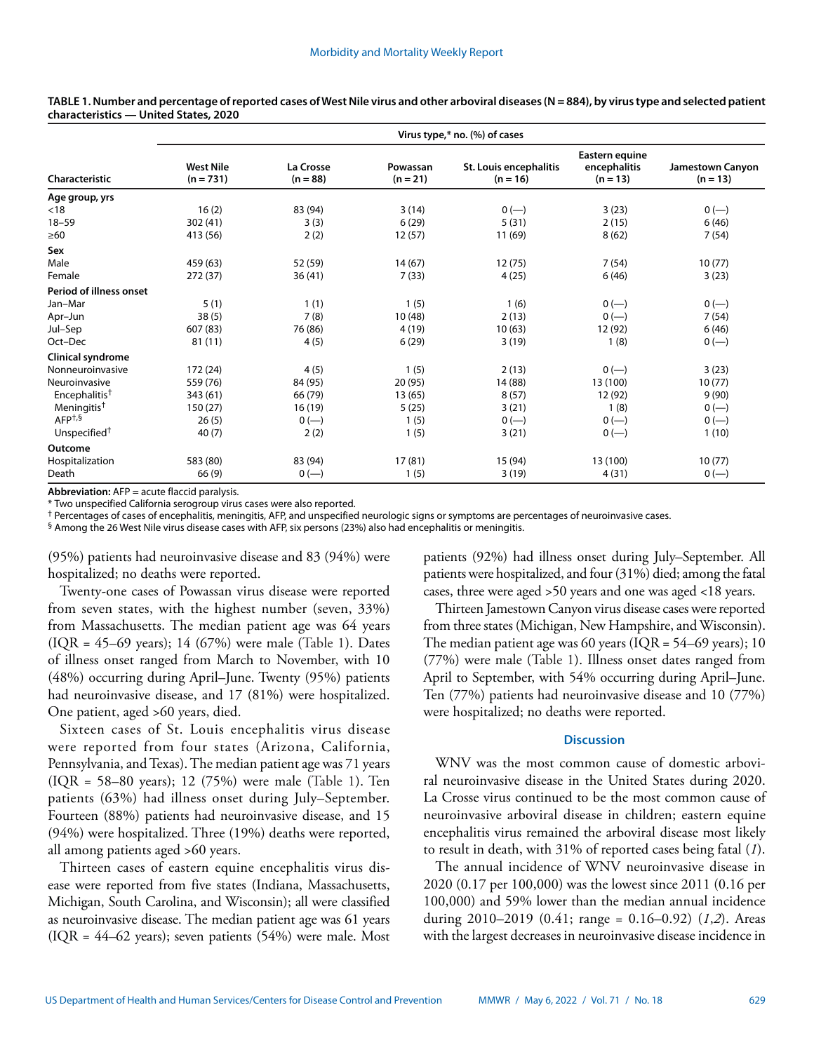**TABLE 1. Number and percentage of reported cases of West Nile virus and other arboviral diseases (N = 884), by virus type and selected patient characteristics — United States, 2020**

| Characteristic | Virus type,* no. (%) of cases | | | | | |
|---|---|---|---|---|---|---|
| | West Nile (n = 731) | La Crosse (n = 88) | Powassan (n = 21) | St. Louis encephalitis (n = 16) | Eastern equine encephalitis (n = 13) | Jamestown Canyon (n = 13) |
| **Age group, yrs** | | | | | | |
| <18 | 16 (2) | 83 (94) | 3 (14) | 0 (—) | 3 (23) | 0 (—) |
| 18–59 | 302 (41) | 3 (3) | 6 (29) | 5 (31) | 2 (15) | 6 (46) |
| ≥60 | 413 (56) | 2 (2) | 12 (57) | 11 (69) | 8 (62) | 7 (54) |
| **Sex** | | | | | | |
| Male | 459 (63) | 52 (59) | 14 (67) | 12 (75) | 7 (54) | 10 (77) |
| Female | 272 (37) | 36 (41) | 7 (33) | 4 (25) | 6 (46) | 3 (23) |
| **Period of illness onset** | | | | | | |
| Jan–Mar | 5 (1) | 1 (1) | 1 (5) | 1 (6) | 0 (—) | 0 (—) |
| Apr–Jun | 38 (5) | 7 (8) | 10 (48) | 2 (13) | 0 (—) | 7 (54) |
| Jul–Sep | 607 (83) | 76 (86) | 4 (19) | 10 (63) | 12 (92) | 6 (46) |
| Oct–Dec | 81 (11) | 4 (5) | 6 (29) | 3 (19) | 1 (8) | 0 (—) |
| **Clinical syndrome** | | | | | | |
| Nonneuroinvasive | 172 (24) | 4 (5) | 1 (5) | 2 (13) | 0 (—) | 3 (23) |
| Neuroinvasive | 559 (76) | 84 (95) | 20 (95) | 14 (88) | 13 (100) | 10 (77) |
| Encephalitis† | 343 (61) | 66 (79) | 13 (65) | 8 (57) | 12 (92) | 9 (90) |
| Meningitis† | 150 (27) | 16 (19) | 5 (25) | 3 (21) | 1 (8) | 0 (—) |
| AFP†,§ | 26 (5) | 0 (—) | 1 (5) | 0 (—) | 0 (—) | 0 (—) |
| Unspecified† | 40 (7) | 2 (2) | 1 (5) | 3 (21) | 0 (—) | 1 (10) |
| **Outcome** | | | | | | |
| Hospitalization | 583 (80) | 83 (94) | 17 (81) | 15 (94) | 13 (100) | 10 (77) |
| Death | 66 (9) | 0 (—) | 1 (5) | 3 (19) | 4 (31) | 0 (—) |

**Abbreviation:** AFP = acute flaccid paralysis.

\* Two unspecified California serogroup virus cases were also reported.

† Percentages of cases of encephalitis, meningitis, AFP, and unspecified neurologic signs or symptoms are percentages of neuroinvasive cases.

§ Among the 26 West Nile virus disease cases with AFP, six persons (23%) also had encephalitis or meningitis.

(95%) patients had neuroinvasive disease and 83 (94%) were hospitalized; no deaths were reported.

Twenty-one cases of Powassan virus disease were reported from seven states, with the highest number (seven, 33%) from Massachusetts. The median patient age was 64 years (IQR = 45–69 years); 14 (67%) were male (Table 1). Dates of illness onset ranged from March to November, with 10 (48%) occurring during April–June. Twenty (95%) patients had neuroinvasive disease, and 17 (81%) were hospitalized. One patient, aged >60 years, died.

Sixteen cases of St. Louis encephalitis virus disease were reported from four states (Arizona, California, Pennsylvania, and Texas). The median patient age was 71 years (IQR = 58–80 years); 12 (75%) were male (Table 1). Ten patients (63%) had illness onset during July–September. Fourteen (88%) patients had neuroinvasive disease, and 15 (94%) were hospitalized. Three (19%) deaths were reported, all among patients aged >60 years.

Thirteen cases of eastern equine encephalitis virus disease were reported from five states (Indiana, Massachusetts, Michigan, South Carolina, and Wisconsin); all were classified as neuroinvasive disease. The median patient age was 61 years (IQR = 44–62 years); seven patients (54%) were male. Most patients (92%) had illness onset during July–September. All patients were hospitalized, and four (31%) died; among the fatal cases, three were aged >50 years and one was aged <18 years.

Thirteen Jamestown Canyon virus disease cases were reported from three states (Michigan, New Hampshire, and Wisconsin). The median patient age was 60 years (IQR = 54–69 years); 10 (77%) were male (Table 1). Illness onset dates ranged from April to September, with 54% occurring during April–June. Ten (77%) patients had neuroinvasive disease and 10 (77%) were hospitalized; no deaths were reported.

## Discussion

WNV was the most common cause of domestic arboviral neuroinvasive disease in the United States during 2020. La Crosse virus continued to be the most common cause of neuroinvasive arboviral disease in children; eastern equine encephalitis virus remained the arboviral disease most likely to result in death, with 31% of reported cases being fatal (*1*).

The annual incidence of WNV neuroinvasive disease in 2020 (0.17 per 100,000) was the lowest since 2011 (0.16 per 100,000) and 59% lower than the median annual incidence during 2010–2019 (0.41; range = 0.16–0.92) (*1*,*2*). Areas with the largest decreases in neuroinvasive disease incidence in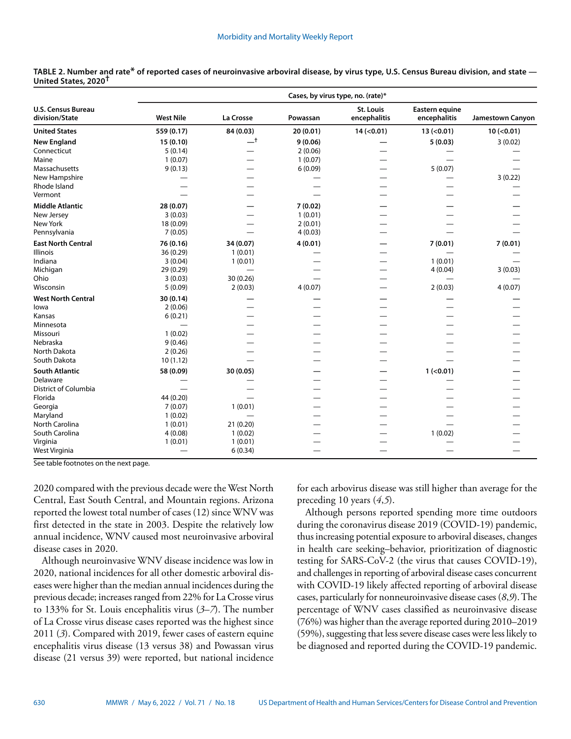**TABLE 2. Number and rate* of reported cases of neuroinvasive arboviral disease, by virus type, U.S. Census Bureau division, and state — United States, 2020†**

| U.S. Census Bureau division/State | Cases, by virus type, no. (rate)* | | | | | |
|---|---|---|---|---|---|---|
| | West Nile | La Crosse | Powassan | St. Louis encephalitis | Eastern equine encephalitis | Jamestown Canyon |
| **United States** | **559 (0.17)** | **84 (0.03)** | **20 (0.01)** | **14 (<0.01)** | **13 (<0.01)** | **10 (<0.01)** |
| **New England** | **15 (0.10)** | **—†** | **9 (0.06)** | **—** | **5 (0.03)** | **3 (0.02)** |
| Connecticut | 5 (0.14) | — | 2 (0.06) | — | — | — |
| Maine | 1 (0.07) | — | 1 (0.07) | — | — | — |
| Massachusetts | 9 (0.13) | — | 6 (0.09) | — | 5 (0.07) | — |
| New Hampshire | — | — | — | — | — | 3 (0.22) |
| Rhode Island | — | — | — | — | — | — |
| Vermont | — | — | — | — | — | — |
| **Middle Atlantic** | **28 (0.07)** | **—** | **7 (0.02)** | **—** | **—** | **—** |
| New Jersey | 3 (0.03) | — | 1 (0.01) | — | — | — |
| New York | 18 (0.09) | — | 2 (0.01) | — | — | — |
| Pennsylvania | 7 (0.05) | — | 4 (0.03) | — | — | — |
| **East North Central** | **76 (0.16)** | **34 (0.07)** | **4 (0.01)** | **—** | **7 (0.01)** | **7 (0.01)** |
| Illinois | 36 (0.29) | 1 (0.01) | — | — | — | — |
| Indiana | 3 (0.04) | 1 (0.01) | — | — | 1 (0.01) | — |
| Michigan | 29 (0.29) | — | — | — | 4 (0.04) | 3 (0.03) |
| Ohio | 3 (0.03) | 30 (0.26) | — | — | — | — |
| Wisconsin | 5 (0.09) | 2 (0.03) | 4 (0.07) | — | 2 (0.03) | 4 (0.07) |
| **West North Central** | **30 (0.14)** | **—** | **—** | **—** | **—** | **—** |
| Iowa | 2 (0.06) | — | — | — | — | — |
| Kansas | 6 (0.21) | — | — | — | — | — |
| Minnesota | — | — | — | — | — | — |
| Missouri | 1 (0.02) | — | — | — | — | — |
| Nebraska | 9 (0.46) | — | — | — | — | — |
| North Dakota | 2 (0.26) | — | — | — | — | — |
| South Dakota | 10 (1.12) | — | — | — | — | — |
| **South Atlantic** | **58 (0.09)** | **30 (0.05)** | **—** | **—** | **1 (<0.01)** | **—** |
| Delaware | — | — | — | — | — | — |
| District of Columbia | — | — | — | — | — | — |
| Florida | 44 (0.20) | — | — | — | — | — |
| Georgia | 7 (0.07) | 1 (0.01) | — | — | — | — |
| Maryland | 1 (0.02) | — | — | — | — | — |
| North Carolina | 1 (0.01) | 21 (0.20) | — | — | — | — |
| South Carolina | 4 (0.08) | 1 (0.02) | — | — | 1 (0.02) | — |
| Virginia | 1 (0.01) | 1 (0.01) | — | — | — | — |
| West Virginia | — | 6 (0.34) | — | — | — | — |

See table footnotes on the next page.

2020 compared with the previous decade were the West North Central, East South Central, and Mountain regions. Arizona reported the lowest total number of cases (12) since WNV was first detected in the state in 2003. Despite the relatively low annual incidence, WNV caused most neuroinvasive arboviral disease cases in 2020.

Although neuroinvasive WNV disease incidence was low in 2020, national incidences for all other domestic arboviral diseases were higher than the median annual incidences during the previous decade; increases ranged from 22% for La Crosse virus to 133% for St. Louis encephalitis virus (*3*–*7*). The number of La Crosse virus disease cases reported was the highest since 2011 (*3*). Compared with 2019, fewer cases of eastern equine encephalitis virus disease (13 versus 38) and Powassan virus disease (21 versus 39) were reported, but national incidence for each arbovirus disease was still higher than average for the preceding 10 years (*4*,*5*).

Although persons reported spending more time outdoors during the coronavirus disease 2019 (COVID-19) pandemic, thus increasing potential exposure to arboviral diseases, changes in health care seeking–behavior, prioritization of diagnostic testing for SARS-CoV-2 (the virus that causes COVID-19), and challenges in reporting of arboviral disease cases concurrent with COVID-19 likely affected reporting of arboviral disease cases, particularly for nonneuroinvasive disease cases (*8*,*9*). The percentage of WNV cases classified as neuroinvasive disease (76%) was higher than the average reported during 2010–2019 (59%), suggesting that less severe disease cases were less likely to be diagnosed and reported during the COVID-19 pandemic.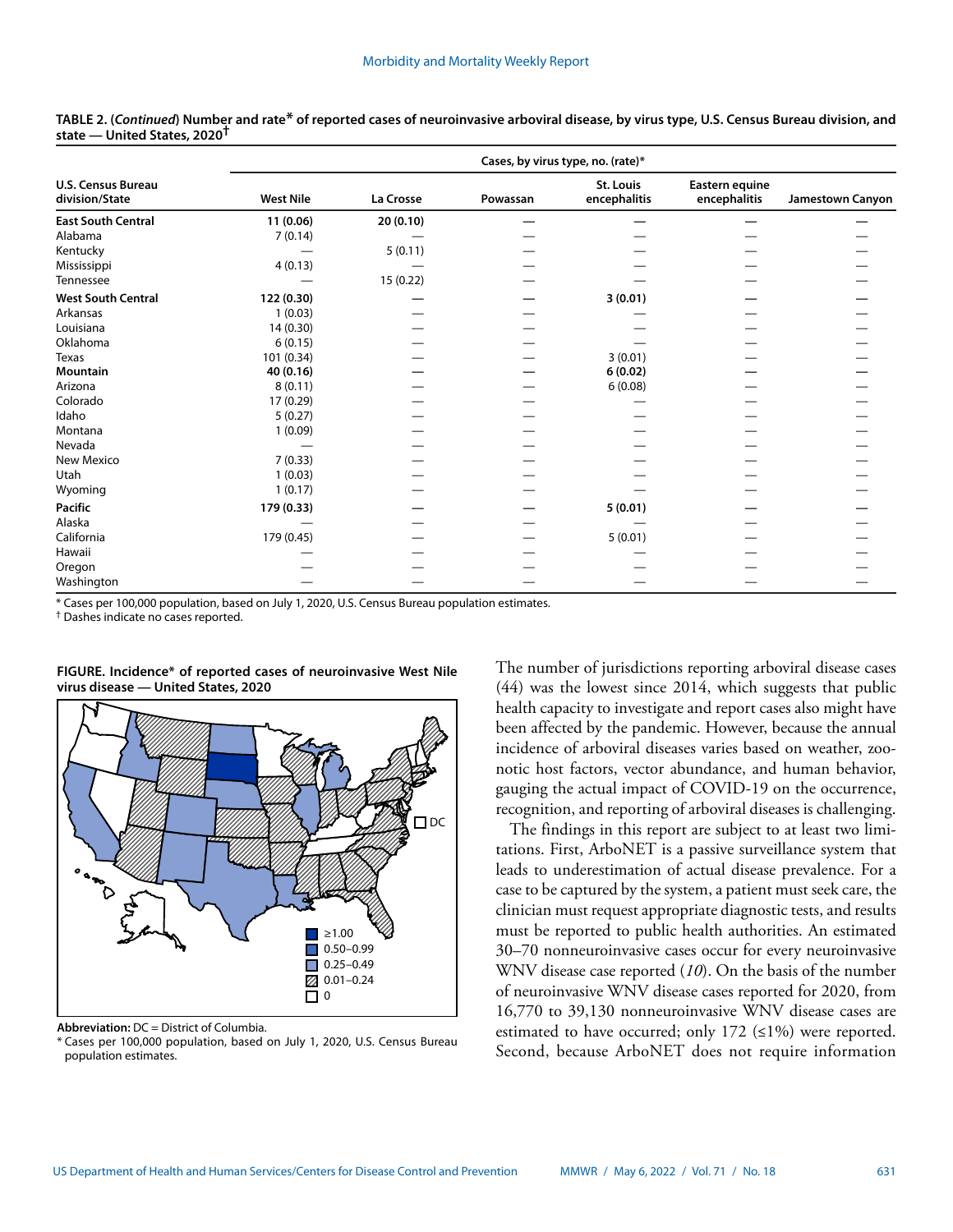**TABLE 2. (*Continued*) Number and rate* of reported cases of neuroinvasive arboviral disease, by virus type, U.S. Census Bureau division, and state — United States, 2020†**

| U.S. Census Bureau division/State | Cases, by virus type, no. (rate)* | | | | | |
|---|---|---|---|---|---|---|
| | West Nile | La Crosse | Powassan | St. Louis encephalitis | Eastern equine encephalitis | Jamestown Canyon |
| **East South Central** | **11 (0.06)** | **20 (0.10)** | **—** | **—** | **—** | **—** |
| Alabama | 7 (0.14) | — | — | — | — | — |
| Kentucky | — | 5 (0.11) | — | — | — | — |
| Mississippi | 4 (0.13) | — | — | — | — | — |
| Tennessee | — | 15 (0.22) | — | — | — | — |
| **West South Central** | **122 (0.30)** | **—** | **—** | **3 (0.01)** | **—** | **—** |
| Arkansas | 1 (0.03) | — | — | — | — | — |
| Louisiana | 14 (0.30) | — | — | — | — | — |
| Oklahoma | 6 (0.15) | — | — | — | — | — |
| Texas | 101 (0.34) | — | — | 3 (0.01) | — | — |
| **Mountain** | **40 (0.16)** | **—** | **—** | **6 (0.02)** | **—** | **—** |
| Arizona | 8 (0.11) | — | — | 6 (0.08) | — | — |
| Colorado | 17 (0.29) | — | — | — | — | — |
| Idaho | 5 (0.27) | — | — | — | — | — |
| Montana | 1 (0.09) | — | — | — | — | — |
| Nevada | — | — | — | — | — | — |
| New Mexico | 7 (0.33) | — | — | — | — | — |
| Utah | 1 (0.03) | — | — | — | — | — |
| Wyoming | 1 (0.17) | — | — | — | — | — |
| **Pacific** | **179 (0.33)** | **—** | **—** | **5 (0.01)** | **—** | **—** |
| Alaska | — | — | — | — | — | — |
| California | 179 (0.45) | — | — | 5 (0.01) | — | — |
| Hawaii | — | — | — | — | — | — |
| Oregon | — | — | — | — | — | — |
| Washington | — | — | — | — | — | — |

\* Cases per 100,000 population, based on July 1, 2020, U.S. Census Bureau population estimates.
† Dashes indicate no cases reported.

**FIGURE. Incidence* of reported cases of neuroinvasive West Nile virus disease — United States, 2020**

**Abbreviation:** DC = District of Columbia.
\* Cases per 100,000 population, based on July 1, 2020, U.S. Census Bureau population estimates.

The number of jurisdictions reporting arboviral disease cases (44) was the lowest since 2014, which suggests that public health capacity to investigate and report cases also might have been affected by the pandemic. However, because the annual incidence of arboviral diseases varies based on weather, zoonotic host factors, vector abundance, and human behavior, gauging the actual impact of COVID-19 on the occurrence, recognition, and reporting of arboviral diseases is challenging.

The findings in this report are subject to at least two limitations. First, ArboNET is a passive surveillance system that leads to underestimation of actual disease prevalence. For a case to be captured by the system, a patient must seek care, the clinician must request appropriate diagnostic tests, and results must be reported to public health authorities. An estimated 30–70 nonneuroinvasive cases occur for every neuroinvasive WNV disease case reported (*10*). On the basis of the number of neuroinvasive WNV disease cases reported for 2020, from 16,770 to 39,130 nonneuroinvasive WNV disease cases are estimated to have occurred; only 172 (≤1%) were reported. Second, because ArboNET does not require information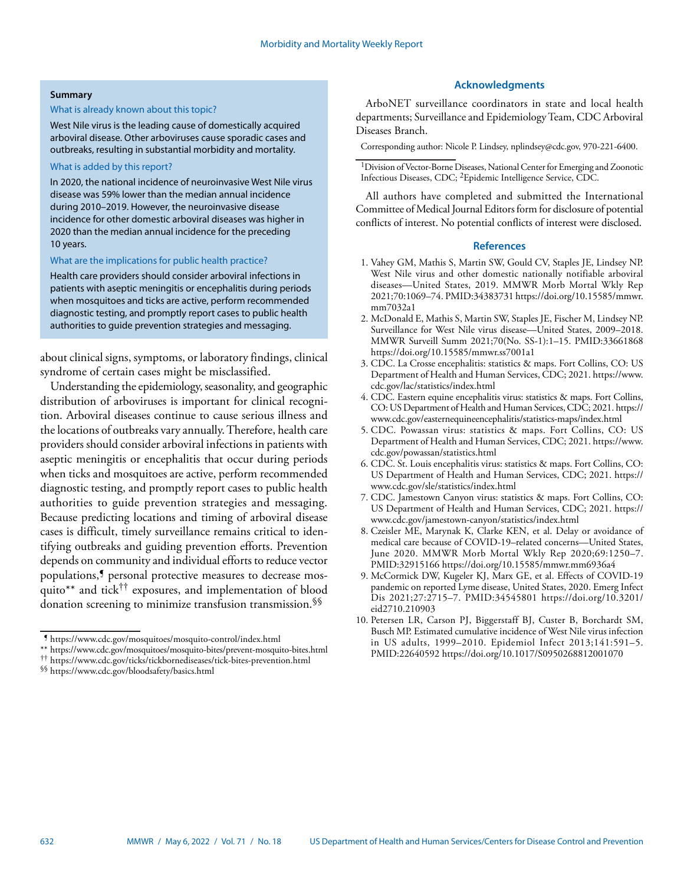**Summary**

What is already known about this topic?

West Nile virus is the leading cause of domestically acquired arboviral disease. Other arboviruses cause sporadic cases and outbreaks, resulting in substantial morbidity and mortality.

What is added by this report?

In 2020, the national incidence of neuroinvasive West Nile virus disease was 59% lower than the median annual incidence during 2010–2019. However, the neuroinvasive disease incidence for other domestic arboviral diseases was higher in 2020 than the median annual incidence for the preceding 10 years.

What are the implications for public health practice?

Health care providers should consider arboviral infections in patients with aseptic meningitis or encephalitis during periods when mosquitoes and ticks are active, perform recommended diagnostic testing, and promptly report cases to public health authorities to guide prevention strategies and messaging.

about clinical signs, symptoms, or laboratory findings, clinical syndrome of certain cases might be misclassified.

Understanding the epidemiology, seasonality, and geographic distribution of arboviruses is important for clinical recognition. Arboviral diseases continue to cause serious illness and the locations of outbreaks vary annually. Therefore, health care providers should consider arboviral infections in patients with aseptic meningitis or encephalitis that occur during periods when ticks and mosquitoes are active, perform recommended diagnostic testing, and promptly report cases to public health authorities to guide prevention strategies and messaging. Because predicting locations and timing of arboviral disease cases is difficult, timely surveillance remains critical to identifying outbreaks and guiding prevention efforts. Prevention depends on community and individual efforts to reduce vector populations,[¶] personal protective measures to decrease mosquito[**] and tick[††] exposures, and implementation of blood donation screening to minimize transfusion transmission.[§§]

¶ https://www.cdc.gov/mosquitoes/mosquito-control/index.html

** https://www.cdc.gov/mosquitoes/mosquito-bites/prevent-mosquito-bites.html

†† https://www.cdc.gov/ticks/tickbornediseases/tick-bites-prevention.html

§§ https://www.cdc.gov/bloodsafety/basics.html

## Acknowledgments

ArboNET surveillance coordinators in state and local health departments; Surveillance and Epidemiology Team, CDC Arboviral Diseases Branch.

Corresponding author: Nicole P. Lindsey, nplindsey@cdc.gov, 970-221-6400.

[1]Division of Vector-Borne Diseases, National Center for Emerging and Zoonotic Infectious Diseases, CDC; [2]Epidemic Intelligence Service, CDC.

All authors have completed and submitted the International Committee of Medical Journal Editors form for disclosure of potential conflicts of interest. No potential conflicts of interest were disclosed.

## References

1. Vahey GM, Mathis S, Martin SW, Gould CV, Staples JE, Lindsey NP. West Nile virus and other domestic nationally notifiable arboviral diseases—United States, 2019. MMWR Morb Mortal Wkly Rep 2021;70:1069–74. PMID:34383731 https://doi.org/10.15585/mmwr.mm7032a1
2. McDonald E, Mathis S, Martin SW, Staples JE, Fischer M, Lindsey NP. Surveillance for West Nile virus disease—United States, 2009–2018. MMWR Surveill Summ 2021;70(No. SS-1):1–15. PMID:33661868 https://doi.org/10.15585/mmwr.ss7001a1
3. CDC. La Crosse encephalitis: statistics & maps. Fort Collins, CO: US Department of Health and Human Services, CDC; 2021. https://www.cdc.gov/lac/statistics/index.html
4. CDC. Eastern equine encephalitis virus: statistics & maps. Fort Collins, CO: US Department of Health and Human Services, CDC; 2021. https://www.cdc.gov/easternequineencephalitis/statistics-maps/index.html
5. CDC. Powassan virus: statistics & maps. Fort Collins, CO: US Department of Health and Human Services, CDC; 2021. https://www.cdc.gov/powassan/statistics.html
6. CDC. St. Louis encephalitis virus: statistics & maps. Fort Collins, CO: US Department of Health and Human Services, CDC; 2021. https://www.cdc.gov/sle/statistics/index.html
7. CDC. Jamestown Canyon virus: statistics & maps. Fort Collins, CO: US Department of Health and Human Services, CDC; 2021. https://www.cdc.gov/jamestown-canyon/statistics/index.html
8. Czeisler ME, Marynak K, Clarke KEN, et al. Delay or avoidance of medical care because of COVID-19–related concerns—United States, June 2020. MMWR Morb Mortal Wkly Rep 2020;69:1250–7. PMID:32915166 https://doi.org/10.15585/mmwr.mm6936a4
9. McCormick DW, Kugeler KJ, Marx GE, et al. Effects of COVID-19 pandemic on reported Lyme disease, United States, 2020. Emerg Infect Dis 2021;27:2715–7. PMID:34545801 https://doi.org/10.3201/eid2710.210903
10. Petersen LR, Carson PJ, Biggerstaff BJ, Custer B, Borchardt SM, Busch MP. Estimated cumulative incidence of West Nile virus infection in US adults, 1999–2010. Epidemiol Infect 2013;141:591–5. PMID:22640592 https://doi.org/10.1017/S0950268812001070